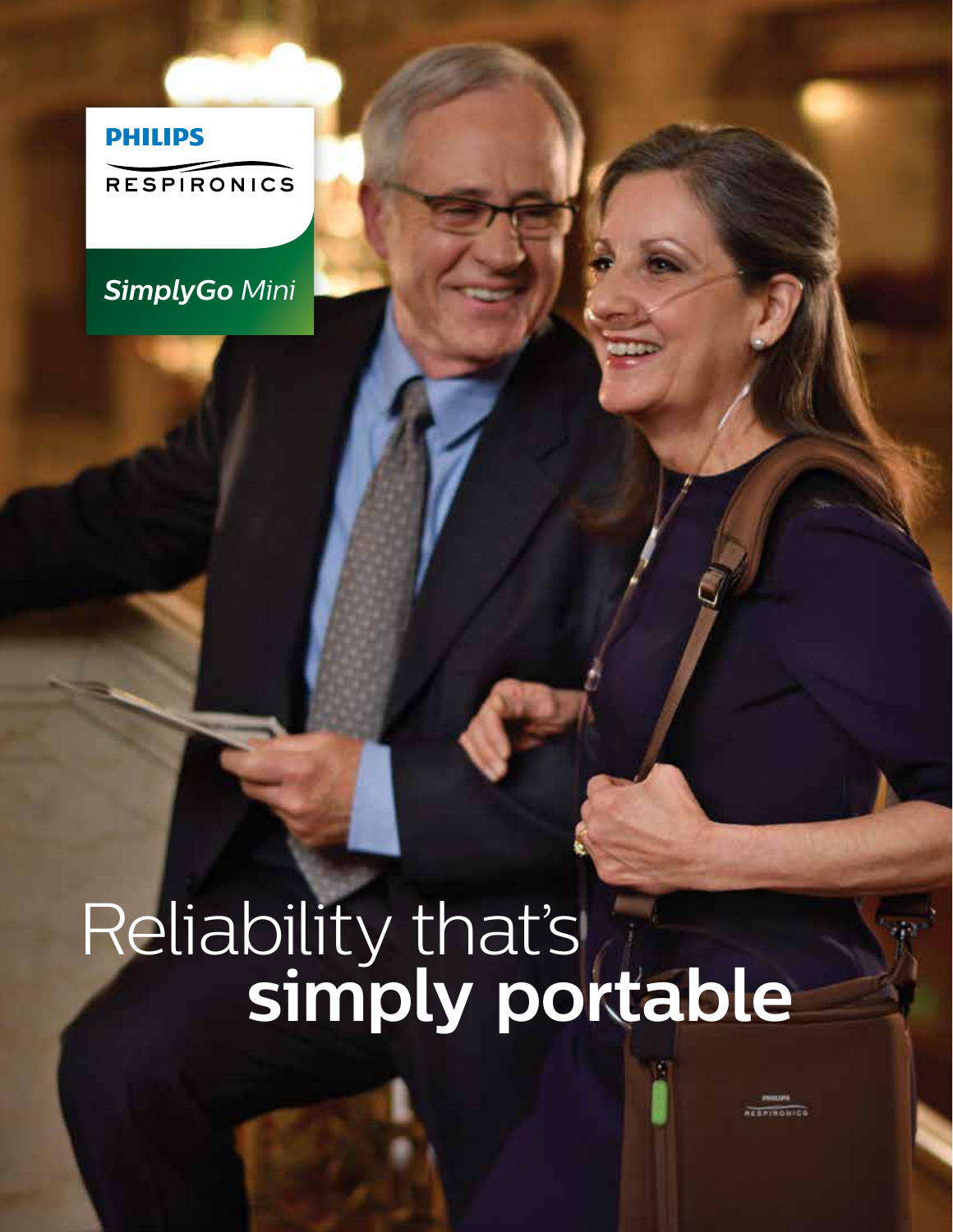PHILIPS

RESPIRONICS

*SimplyGo Mini*

# Reliability that's **simply portable**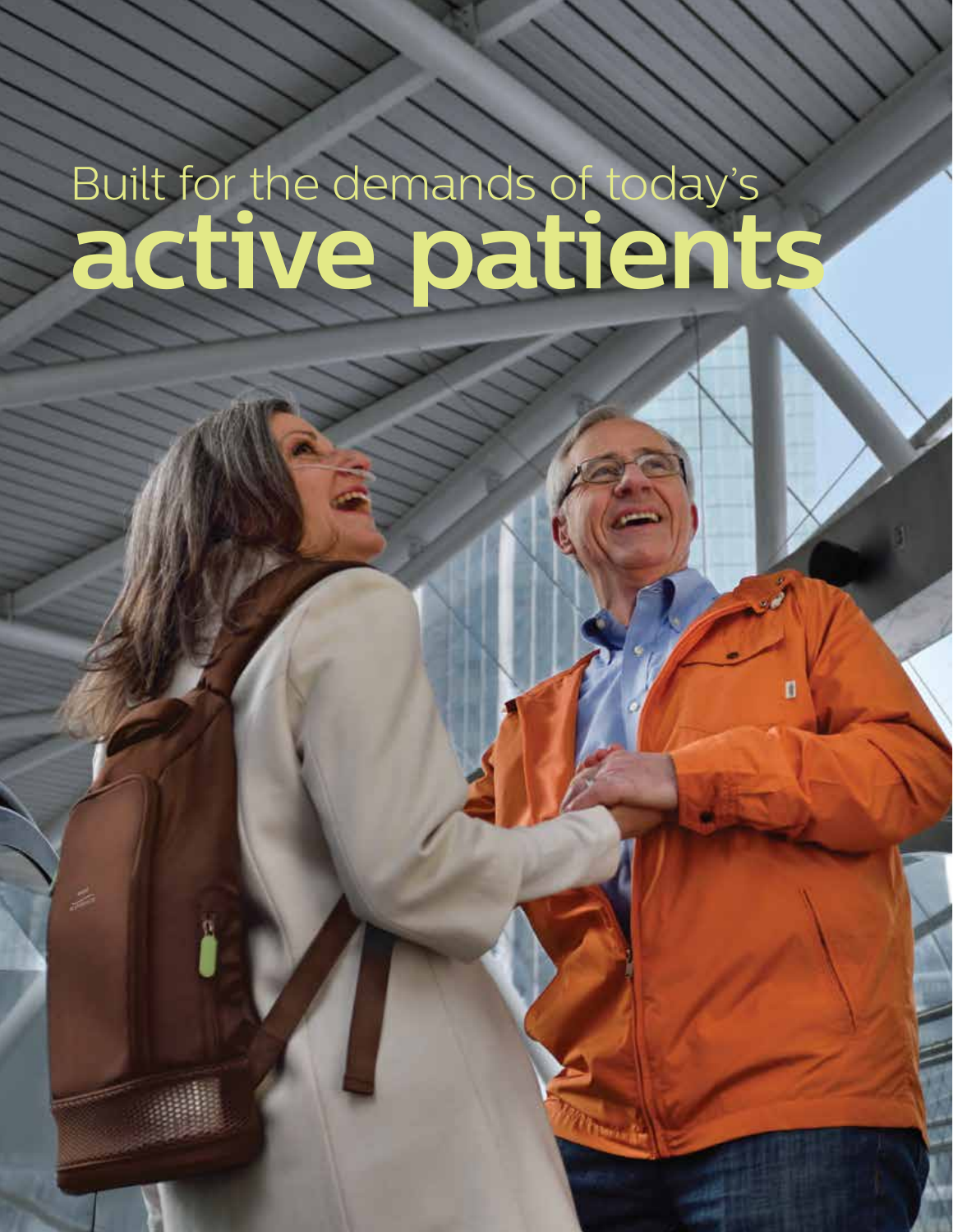Built for the demands of today's

# active patients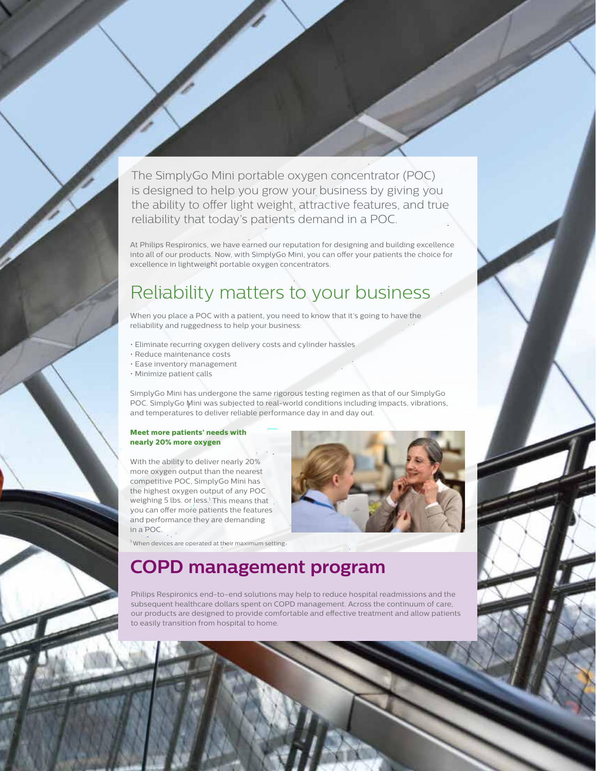The SimplyGo Mini portable oxygen concentrator (POC) is designed to help you grow your business by giving you the ability to offer light weight, attractive features, and true reliability that today's patients demand in a POC.

At Philips Respironics, we have earned our reputation for designing and building excellence into all of our products. Now, with SimplyGo Mini, you can offer your patients the choice for excellence in lightweight portable oxygen concentrators.

## Reliability matters to your business

When you place a POC with a patient, you need to know that it's going to have the reliability and ruggedness to help your business:

- Eliminate recurring oxygen delivery costs and cylinder hassles
- Reduce maintenance costs
- Ease inventory management
- Minimize patient calls

SimplyGo Mini has undergone the same rigorous testing regimen as that of our SimplyGo POC. SimplyGo Mini was subjected to real-world conditions including impacts, vibrations, and temperatures to deliver reliable performance day in and day out.

**Meet more patients' needs with nearly 20% more oxygen**

With the ability to deliver nearly 20% more oxygen output than the nearest competitive POC, SimplyGo Mini has the highest oxygen output of any POC weighing 5 lbs. or less.[1] This means that you can offer more patients the features and performance they are demanding in a POC.

[1] When devices are operated at their maximum setting.

## COPD management program

Philips Respironics end-to-end solutions may help to reduce hospital readmissions and the subsequent healthcare dollars spent on COPD management. Across the continuum of care, our products are designed to provide comfortable and effective treatment and allow patients to easily transition from hospital to home.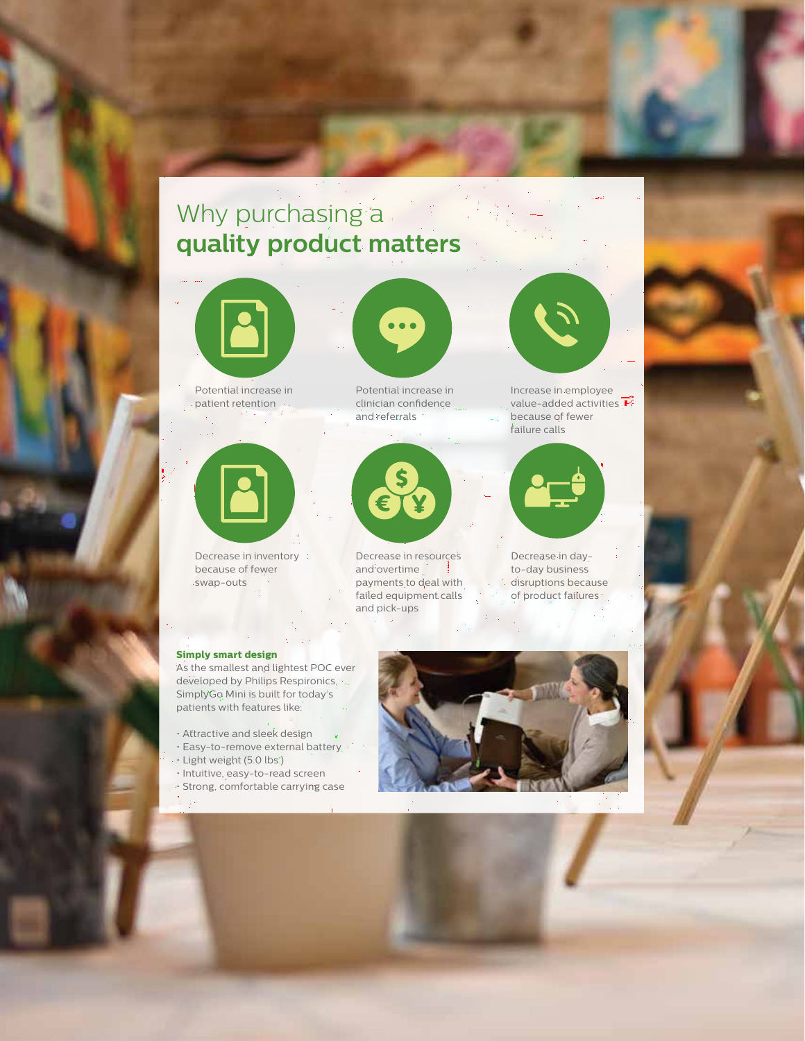# Why purchasing a **quality product matters**

- Potential increase in patient retention
- Potential increase in clinician confidence and referrals
- Increase in employee value-added activities because of fewer failure calls
- Decrease in inventory because of fewer swap-outs
- Decrease in resources and overtime payments to deal with failed equipment calls and pick-ups
- Decrease in day-to-day business disruptions because of product failures

**Simply smart design**

As the smallest and lightest POC ever developed by Philips Respironics, SimplyGo Mini is built for today's patients with features like:

- Attractive and sleek design
- Easy-to-remove external battery
- Light weight (5.0 lbs)
- Intuitive, easy-to-read screen
- Strong, comfortable carrying case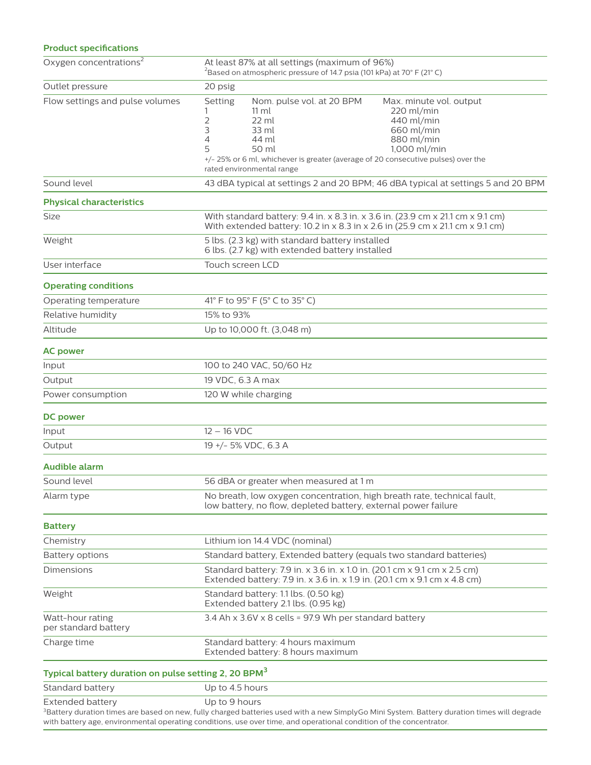### Product specifications

| | |
|---|---|
| Oxygen concentrations[2] | At least 87% at all settings (maximum of 96%)<br>[2]Based on atmospheric pressure of 14.7 psia (101 kPa) at 70° F (21° C) |
| Outlet pressure | 20 psig |
| Flow settings and pulse volumes | See table below |
| Sound level | 43 dBA typical at settings 2 and 20 BPM; 46 dBA typical at settings 5 and 20 BPM |

**Flow settings and pulse volumes**

| Setting | Nom. pulse vol. at 20 BPM | Max. minute vol. output |
|---|---|---|
| 1 | 11 ml | 220 ml/min |
| 2 | 22 ml | 440 ml/min |
| 3 | 33 ml | 660 ml/min |
| 4 | 44 ml | 880 ml/min |
| 5 | 50 ml | 1,000 ml/min |

+/- 25% or 6 ml, whichever is greater (average of 20 consecutive pulses) over the rated environmental range

### Physical characteristics

| | |
|---|---|
| Size | With standard battery: 9.4 in. x 8.3 in. x 3.6 in. (23.9 cm x 21.1 cm x 9.1 cm)<br>With extended battery: 10.2 in x 8.3 in x 2.6 in (25.9 cm x 21.1 cm x 9.1 cm) |
| Weight | 5 lbs. (2.3 kg) with standard battery installed<br>6 lbs. (2.7 kg) with extended battery installed |
| User interface | Touch screen LCD |

### Operating conditions

| | |
|---|---|
| Operating temperature | 41° F to 95° F (5° C to 35° C) |
| Relative humidity | 15% to 93% |
| Altitude | Up to 10,000 ft. (3,048 m) |

### AC power

| | |
|---|---|
| Input | 100 to 240 VAC, 50/60 Hz |
| Output | 19 VDC, 6.3 A max |
| Power consumption | 120 W while charging |

### DC power

| | |
|---|---|
| Input | 12 – 16 VDC |
| Output | 19 +/- 5% VDC, 6.3 A |

### Audible alarm

| | |
|---|---|
| Sound level | 56 dBA or greater when measured at 1 m |
| Alarm type | No breath, low oxygen concentration, high breath rate, technical fault, low battery, no flow, depleted battery, external power failure |

### Battery

| | |
|---|---|
| Chemistry | Lithium ion 14.4 VDC (nominal) |
| Battery options | Standard battery, Extended battery (equals two standard batteries) |
| Dimensions | Standard battery: 7.9 in. x 3.6 in. x 1.0 in. (20.1 cm x 9.1 cm x 2.5 cm)<br>Extended battery: 7.9 in. x 3.6 in. x 1.9 in. (20.1 cm x 9.1 cm x 4.8 cm) |
| Weight | Standard battery: 1.1 lbs. (0.50 kg)<br>Extended battery 2.1 lbs. (0.95 kg) |
| Watt-hour rating per standard battery | 3.4 Ah x 3.6V x 8 cells = 97.9 Wh per standard battery |
| Charge time | Standard battery: 4 hours maximum<br>Extended battery: 8 hours maximum |

### Typical battery duration on pulse setting 2, 20 BPM[3]

| | |
|---|---|
| Standard battery | Up to 4.5 hours |
| Extended battery | Up to 9 hours |

[3]Battery duration times are based on new, fully charged batteries used with a new SimplyGo Mini System. Battery duration times will degrade with battery age, environmental operating conditions, use over time, and operational condition of the concentrator.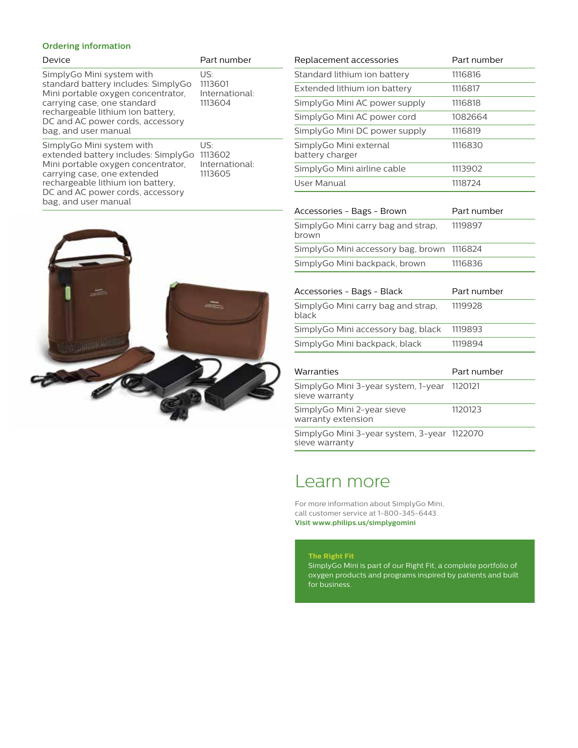## Ordering information

| Device | Part number |
|---|---|
| SimplyGo Mini system with standard battery includes: SimplyGo Mini portable oxygen concentrator, carrying case, one standard rechargeable lithium ion battery, DC and AC power cords, accessory bag, and user manual | US: 1113601 International: 1113604 |
| SimplyGo Mini system with extended battery includes: SimplyGo Mini portable oxygen concentrator, carrying case, one extended rechargeable lithium ion battery, DC and AC power cords, accessory bag, and user manual | US: 1113602 International: 1113605 |

| Replacement accessories | Part number |
|---|---|
| Standard lithium ion battery | 1116816 |
| Extended lithium ion battery | 1116817 |
| SimplyGo Mini AC power supply | 1116818 |
| SimplyGo Mini AC power cord | 1082664 |
| SimplyGo Mini DC power supply | 1116819 |
| SimplyGo Mini external battery charger | 1116830 |
| SimplyGo Mini airline cable | 1113902 |
| User Manual | 1118724 |

| Accessories - Bags - Brown | Part number |
|---|---|
| SimplyGo Mini carry bag and strap, brown | 1119897 |
| SimplyGo Mini accessory bag, brown | 1116824 |
| SimplyGo Mini backpack, brown | 1116836 |

| Accessories - Bags - Black | Part number |
|---|---|
| SimplyGo Mini carry bag and strap, black | 1119928 |
| SimplyGo Mini accessory bag, black | 1119893 |
| SimplyGo Mini backpack, black | 1119894 |

| Warranties | Part number |
|---|---|
| SimplyGo Mini 3-year system, 1-year sieve warranty | 1120121 |
| SimplyGo Mini 2-year sieve warranty extension | 1120123 |
| SimplyGo Mini 3-year system, 3-year sieve warranty | 1122070 |

# Learn more

For more information about SimplyGo Mini, call customer service at 1-800-345-6443.
**Visit www.philips.us/simplygomini**

**The Right Fit**
SimplyGo Mini is part of our Right Fit, a complete portfolio of oxygen products and programs inspired by patients and built for business.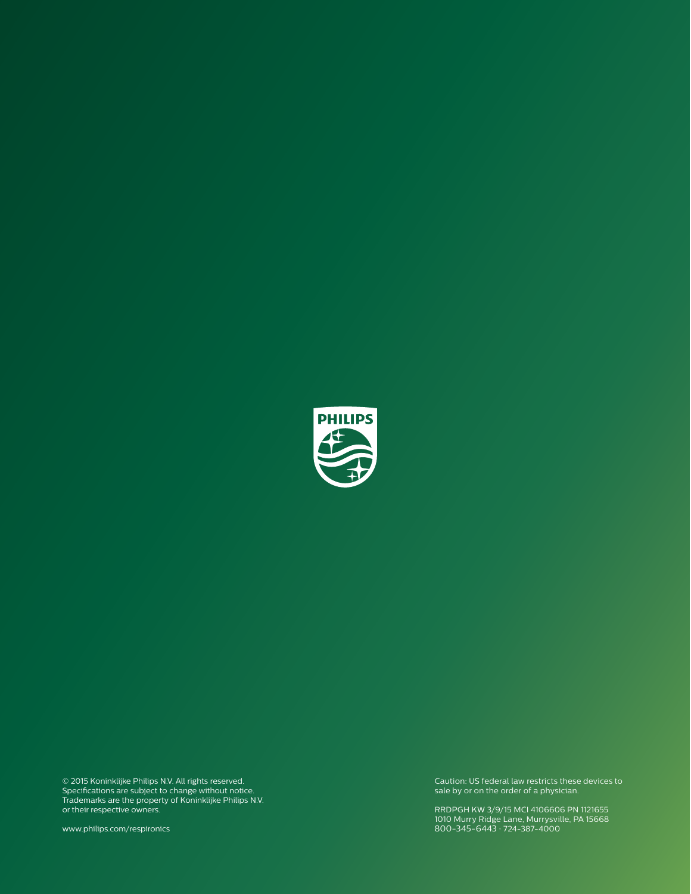PHILIPS

© 2015 Koninklijke Philips N.V. All rights reserved.
Specifications are subject to change without notice.
Trademarks are the property of Koninklijke Philips N.V.
or their respective owners.

www.philips.com/respironics

Caution: US federal law restricts these devices to sale by or on the order of a physician.

RRDPGH KW 3/9/15 MCI 4106606 PN 1121655
1010 Murry Ridge Lane, Murrysville, PA 15668
800-345-6443 · 724-387-4000